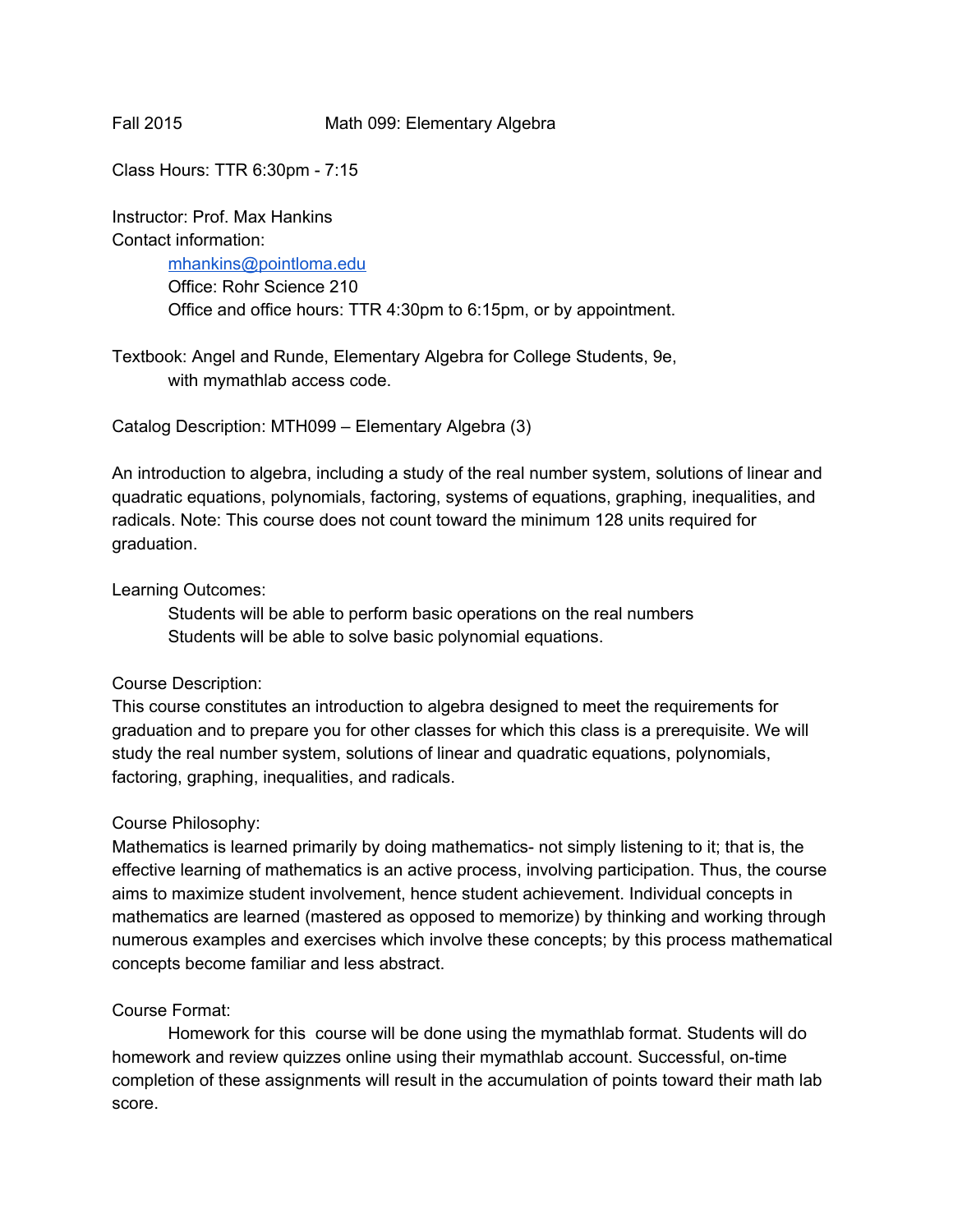Fall 2015 Math 099: Elementary Algebra

Class Hours: TTR 6:30pm - 7:15

Instructor: Prof. Max Hankins

Contact information:

> mhankins@pointloma.edu
> Office: Rohr Science 210
> Office and office hours: TTR 4:30pm to 6:15pm, or by appointment.

Textbook: Angel and Runde, Elementary Algebra for College Students, 9e, with mymathlab access code.

Catalog Description: MTH099 – Elementary Algebra (3)

An introduction to algebra, including a study of the real number system, solutions of linear and quadratic equations, polynomials, factoring, systems of equations, graphing, inequalities, and radicals. Note: This course does not count toward the minimum 128 units required for graduation.

Learning Outcomes:

> Students will be able to perform basic operations on the real numbers
> Students will be able to solve basic polynomial equations.

Course Description:

This course constitutes an introduction to algebra designed to meet the requirements for graduation and to prepare you for other classes for which this class is a prerequisite. We will study the real number system, solutions of linear and quadratic equations, polynomials, factoring, graphing, inequalities, and radicals.

Course Philosophy:

Mathematics is learned primarily by doing mathematics- not simply listening to it; that is, the effective learning of mathematics is an active process, involving participation. Thus, the course aims to maximize student involvement, hence student achievement. Individual concepts in mathematics are learned (mastered as opposed to memorize) by thinking and working through numerous examples and exercises which involve these concepts; by this process mathematical concepts become familiar and less abstract.

Course Format:

Homework for this course will be done using the mymathlab format. Students will do homework and review quizzes online using their mymathlab account. Successful, on-time completion of these assignments will result in the accumulation of points toward their math lab score.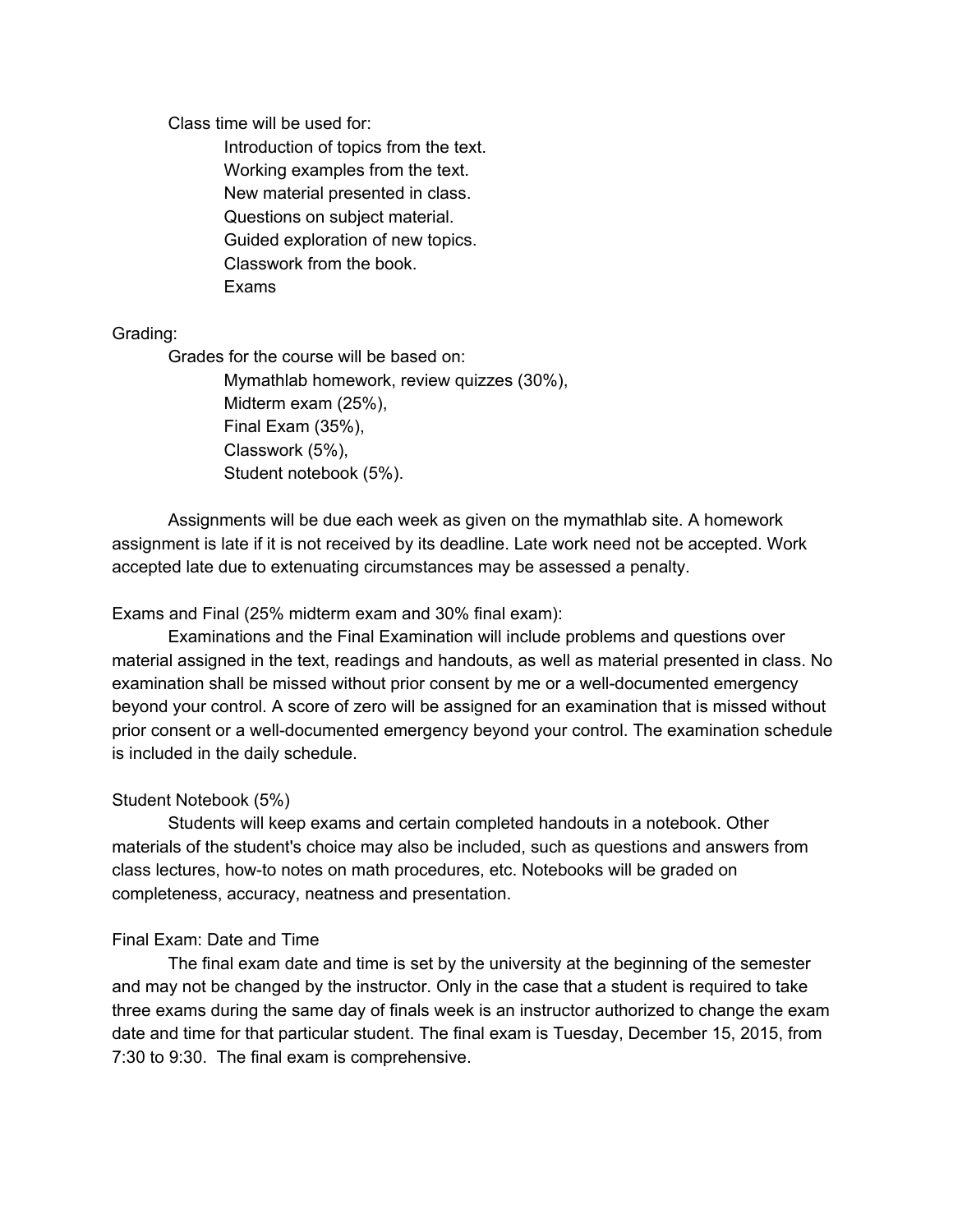Class time will be used for:

- Introduction of topics from the text.
- Working examples from the text.
- New material presented in class.
- Questions on subject material.
- Guided exploration of new topics.
- Classwork from the book.
- Exams

Grading:

Grades for the course will be based on:

- Mymathlab homework, review quizzes (30%),
- Midterm exam (25%),
- Final Exam (35%),
- Classwork (5%),
- Student notebook (5%).

Assignments will be due each week as given on the mymathlab site. A homework assignment is late if it is not received by its deadline. Late work need not be accepted. Work accepted late due to extenuating circumstances may be assessed a penalty.

Exams and Final (25% midterm exam and 30% final exam):

Examinations and the Final Examination will include problems and questions over material assigned in the text, readings and handouts, as well as material presented in class. No examination shall be missed without prior consent by me or a well-documented emergency beyond your control. A score of zero will be assigned for an examination that is missed without prior consent or a well-documented emergency beyond your control. The examination schedule is included in the daily schedule.

Student Notebook (5%)

Students will keep exams and certain completed handouts in a notebook. Other materials of the student's choice may also be included, such as questions and answers from class lectures, how-to notes on math procedures, etc. Notebooks will be graded on completeness, accuracy, neatness and presentation.

Final Exam: Date and Time

The final exam date and time is set by the university at the beginning of the semester and may not be changed by the instructor. Only in the case that a student is required to take three exams during the same day of finals week is an instructor authorized to change the exam date and time for that particular student. The final exam is Tuesday, December 15, 2015, from 7:30 to 9:30. The final exam is comprehensive.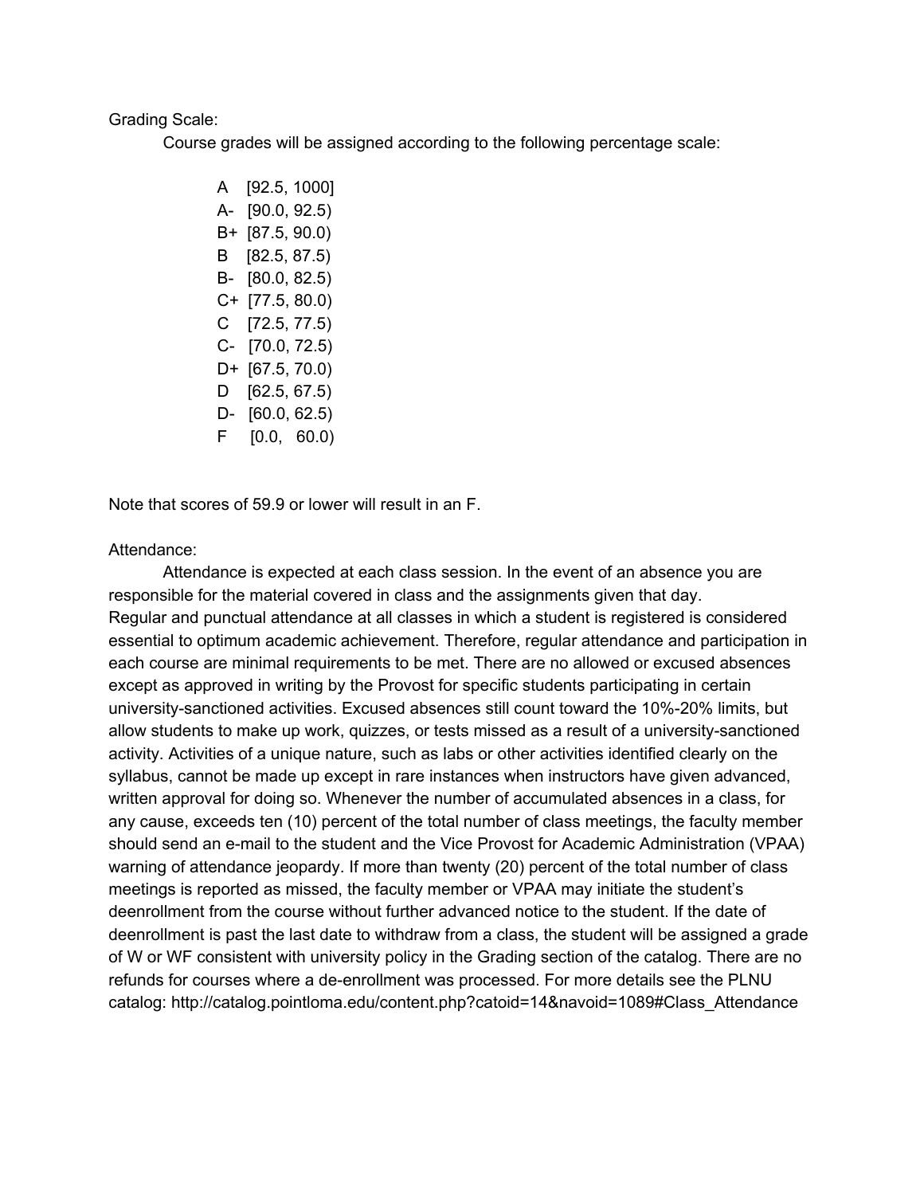Grading Scale:

Course grades will be assigned according to the following percentage scale:

A [92.5, 1000]
A- [90.0, 92.5)
B+ [87.5, 90.0)
B [82.5, 87.5)
B- [80.0, 82.5)
C+ [77.5, 80.0)
C [72.5, 77.5)
C- [70.0, 72.5)
D+ [67.5, 70.0)
D [62.5, 67.5)
D- [60.0, 62.5)
F [0.0, 60.0)

Note that scores of 59.9 or lower will result in an F.

Attendance:

Attendance is expected at each class session. In the event of an absence you are responsible for the material covered in class and the assignments given that day. Regular and punctual attendance at all classes in which a student is registered is considered essential to optimum academic achievement. Therefore, regular attendance and participation in each course are minimal requirements to be met. There are no allowed or excused absences except as approved in writing by the Provost for specific students participating in certain university-sanctioned activities. Excused absences still count toward the 10%-20% limits, but allow students to make up work, quizzes, or tests missed as a result of a university-sanctioned activity. Activities of a unique nature, such as labs or other activities identified clearly on the syllabus, cannot be made up except in rare instances when instructors have given advanced, written approval for doing so. Whenever the number of accumulated absences in a class, for any cause, exceeds ten (10) percent of the total number of class meetings, the faculty member should send an e-mail to the student and the Vice Provost for Academic Administration (VPAA) warning of attendance jeopardy. If more than twenty (20) percent of the total number of class meetings is reported as missed, the faculty member or VPAA may initiate the student's deenrollment from the course without further advanced notice to the student. If the date of deenrollment is past the last date to withdraw from a class, the student will be assigned a grade of W or WF consistent with university policy in the Grading section of the catalog. There are no refunds for courses where a de-enrollment was processed. For more details see the PLNU catalog: http://catalog.pointloma.edu/content.php?catoid=14&navoid=1089#Class_Attendance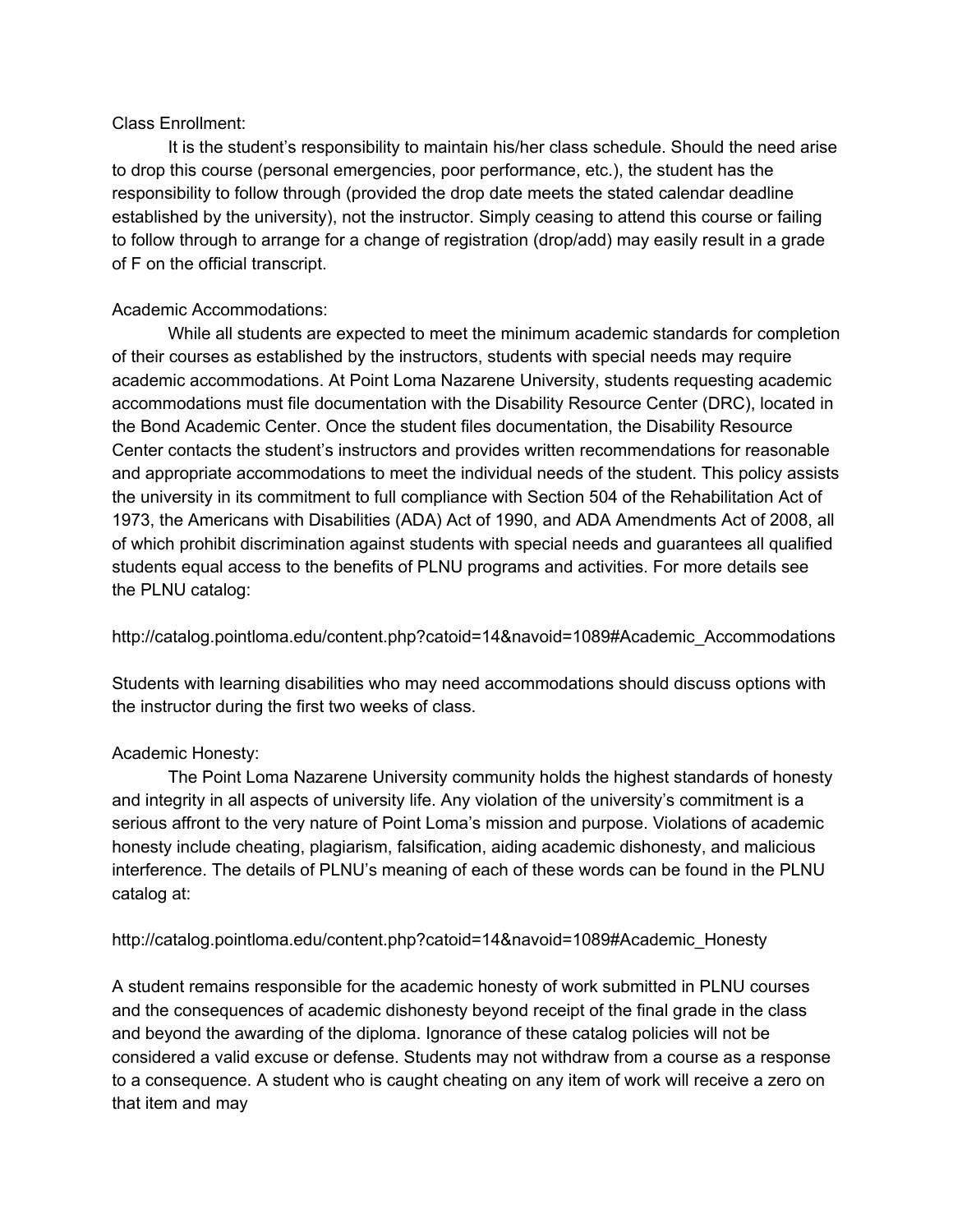Class Enrollment:

It is the student's responsibility to maintain his/her class schedule. Should the need arise to drop this course (personal emergencies, poor performance, etc.), the student has the responsibility to follow through (provided the drop date meets the stated calendar deadline established by the university), not the instructor. Simply ceasing to attend this course or failing to follow through to arrange for a change of registration (drop/add) may easily result in a grade of F on the official transcript.

Academic Accommodations:

While all students are expected to meet the minimum academic standards for completion of their courses as established by the instructors, students with special needs may require academic accommodations. At Point Loma Nazarene University, students requesting academic accommodations must file documentation with the Disability Resource Center (DRC), located in the Bond Academic Center. Once the student files documentation, the Disability Resource Center contacts the student's instructors and provides written recommendations for reasonable and appropriate accommodations to meet the individual needs of the student. This policy assists the university in its commitment to full compliance with Section 504 of the Rehabilitation Act of 1973, the Americans with Disabilities (ADA) Act of 1990, and ADA Amendments Act of 2008, all of which prohibit discrimination against students with special needs and guarantees all qualified students equal access to the benefits of PLNU programs and activities. For more details see the PLNU catalog:

http://catalog.pointloma.edu/content.php?catoid=14&navoid=1089#Academic_Accommodations

Students with learning disabilities who may need accommodations should discuss options with the instructor during the first two weeks of class.

Academic Honesty:

The Point Loma Nazarene University community holds the highest standards of honesty and integrity in all aspects of university life. Any violation of the university's commitment is a serious affront to the very nature of Point Loma's mission and purpose. Violations of academic honesty include cheating, plagiarism, falsification, aiding academic dishonesty, and malicious interference. The details of PLNU's meaning of each of these words can be found in the PLNU catalog at:

http://catalog.pointloma.edu/content.php?catoid=14&navoid=1089#Academic_Honesty

A student remains responsible for the academic honesty of work submitted in PLNU courses and the consequences of academic dishonesty beyond receipt of the final grade in the class and beyond the awarding of the diploma. Ignorance of these catalog policies will not be considered a valid excuse or defense. Students may not withdraw from a course as a response to a consequence. A student who is caught cheating on any item of work will receive a zero on that item and may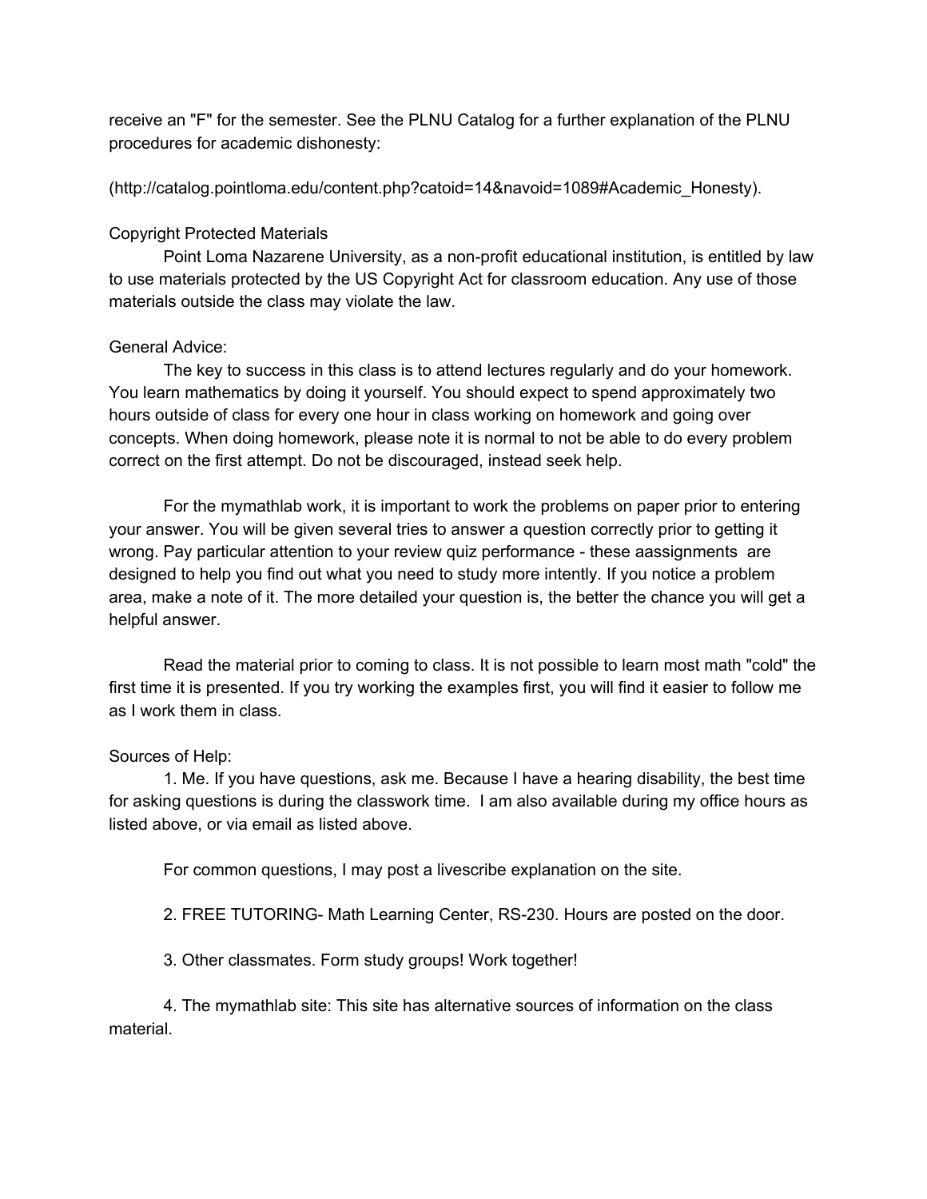receive an "F" for the semester. See the PLNU Catalog for a further explanation of the PLNU procedures for academic dishonesty:

(http://catalog.pointloma.edu/content.php?catoid=14&navoid=1089#Academic_Honesty).

### Copyright Protected Materials

Point Loma Nazarene University, as a non-profit educational institution, is entitled by law to use materials protected by the US Copyright Act for classroom education. Any use of those materials outside the class may violate the law.

### General Advice:

The key to success in this class is to attend lectures regularly and do your homework. You learn mathematics by doing it yourself. You should expect to spend approximately two hours outside of class for every one hour in class working on homework and going over concepts. When doing homework, please note it is normal to not be able to do every problem correct on the first attempt. Do not be discouraged, instead seek help.

For the mymathlab work, it is important to work the problems on paper prior to entering your answer. You will be given several tries to answer a question correctly prior to getting it wrong. Pay particular attention to your review quiz performance - these aassignments are designed to help you find out what you need to study more intently. If you notice a problem area, make a note of it. The more detailed your question is, the better the chance you will get a helpful answer.

Read the material prior to coming to class. It is not possible to learn most math "cold" the first time it is presented. If you try working the examples first, you will find it easier to follow me as I work them in class.

### Sources of Help:

1. Me. If you have questions, ask me. Because I have a hearing disability, the best time for asking questions is during the classwork time. I am also available during my office hours as listed above, or via email as listed above.

   For common questions, I may post a livescribe explanation on the site.

2. FREE TUTORING- Math Learning Center, RS-230. Hours are posted on the door.

3. Other classmates. Form study groups! Work together!

4. The mymathlab site: This site has alternative sources of information on the class material.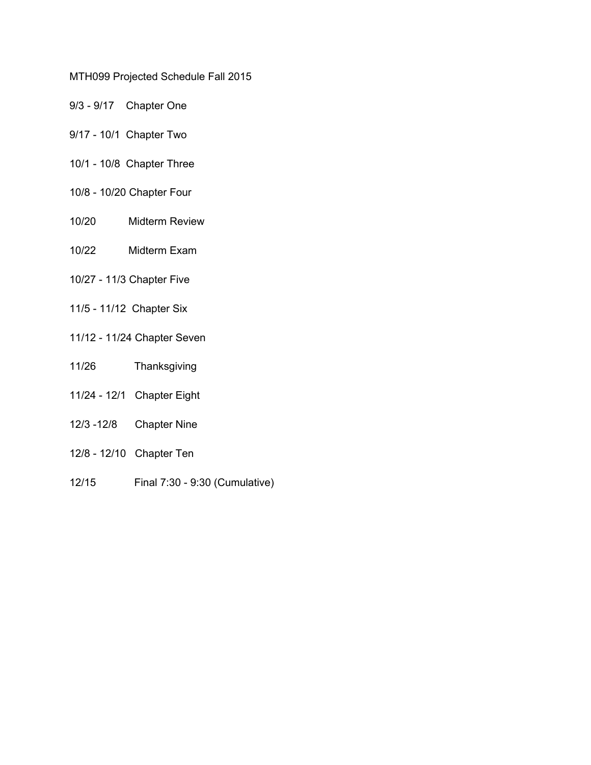MTH099 Projected Schedule Fall 2015

9/3 - 9/17 Chapter One

9/17 - 10/1 Chapter Two

10/1 - 10/8 Chapter Three

10/8 - 10/20 Chapter Four

10/20 Midterm Review

10/22 Midterm Exam

10/27 - 11/3 Chapter Five

11/5 - 11/12 Chapter Six

11/12 - 11/24 Chapter Seven

11/26 Thanksgiving

11/24 - 12/1 Chapter Eight

12/3 -12/8 Chapter Nine

12/8 - 12/10 Chapter Ten

12/15 Final 7:30 - 9:30 (Cumulative)